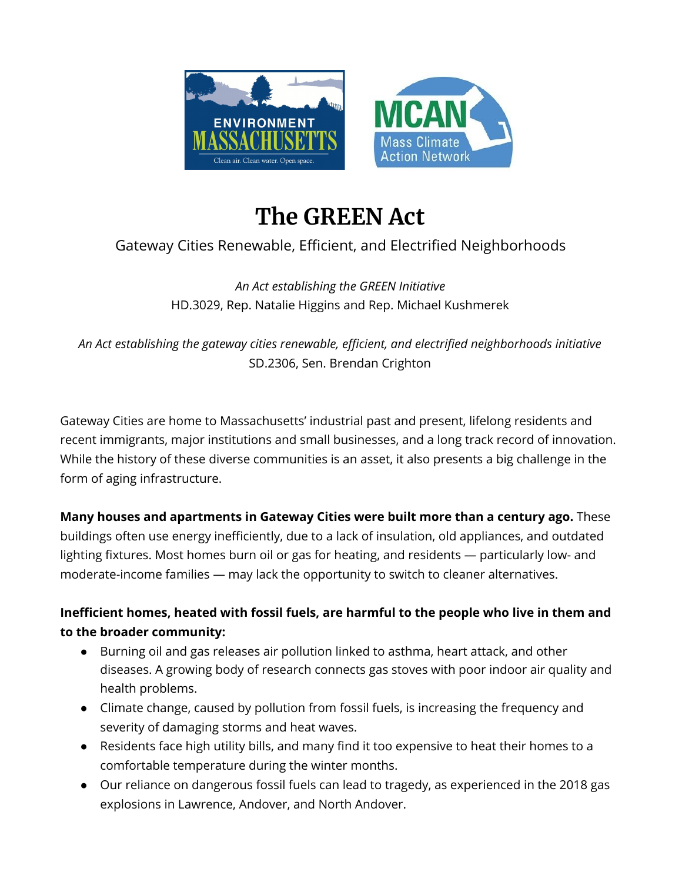# The GREEN Act

Gateway Cities Renewable, Efficient, and Electrified Neighborhoods

*An Act establishing the GREEN Initiative*
HD.3029, Rep. Natalie Higgins and Rep. Michael Kushmerek

*An Act establishing the gateway cities renewable, efficient, and electrified neighborhoods initiative*
SD.2306, Sen. Brendan Crighton

Gateway Cities are home to Massachusetts' industrial past and present, lifelong residents and recent immigrants, major institutions and small businesses, and a long track record of innovation. While the history of these diverse communities is an asset, it also presents a big challenge in the form of aging infrastructure.

**Many houses and apartments in Gateway Cities were built more than a century ago.** These buildings often use energy inefficiently, due to a lack of insulation, old appliances, and outdated lighting fixtures. Most homes burn oil or gas for heating, and residents — particularly low- and moderate-income families — may lack the opportunity to switch to cleaner alternatives.

**Inefficient homes, heated with fossil fuels, are harmful to the people who live in them and to the broader community:**

- Burning oil and gas releases air pollution linked to asthma, heart attack, and other diseases. A growing body of research connects gas stoves with poor indoor air quality and health problems.
- Climate change, caused by pollution from fossil fuels, is increasing the frequency and severity of damaging storms and heat waves.
- Residents face high utility bills, and many find it too expensive to heat their homes to a comfortable temperature during the winter months.
- Our reliance on dangerous fossil fuels can lead to tragedy, as experienced in the 2018 gas explosions in Lawrence, Andover, and North Andover.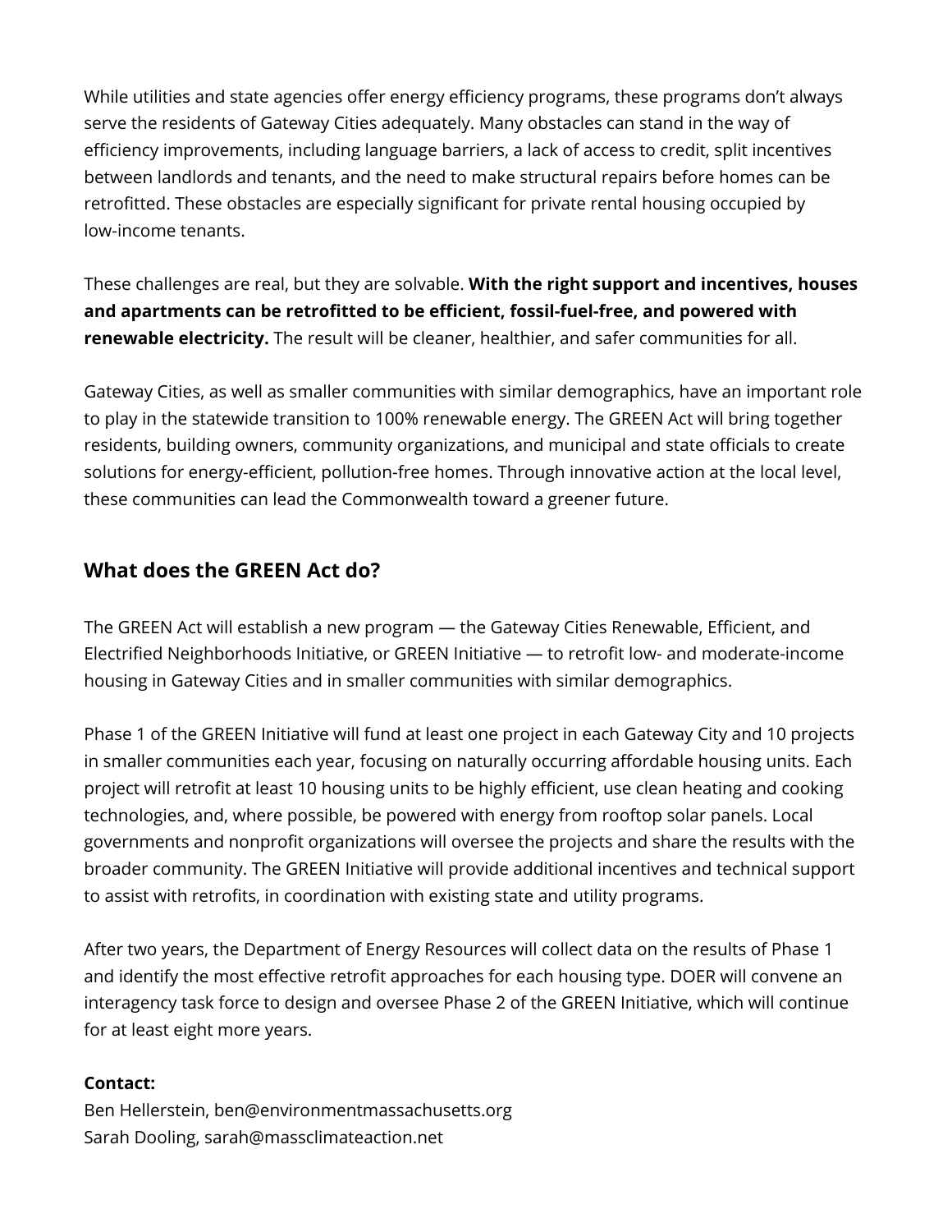While utilities and state agencies offer energy efficiency programs, these programs don't always serve the residents of Gateway Cities adequately. Many obstacles can stand in the way of efficiency improvements, including language barriers, a lack of access to credit, split incentives between landlords and tenants, and the need to make structural repairs before homes can be retrofitted. These obstacles are especially significant for private rental housing occupied by low-income tenants.

These challenges are real, but they are solvable. **With the right support and incentives, houses and apartments can be retrofitted to be efficient, fossil-fuel-free, and powered with renewable electricity.** The result will be cleaner, healthier, and safer communities for all.

Gateway Cities, as well as smaller communities with similar demographics, have an important role to play in the statewide transition to 100% renewable energy. The GREEN Act will bring together residents, building owners, community organizations, and municipal and state officials to create solutions for energy-efficient, pollution-free homes. Through innovative action at the local level, these communities can lead the Commonwealth toward a greener future.

## What does the GREEN Act do?

The GREEN Act will establish a new program — the Gateway Cities Renewable, Efficient, and Electrified Neighborhoods Initiative, or GREEN Initiative — to retrofit low- and moderate-income housing in Gateway Cities and in smaller communities with similar demographics.

Phase 1 of the GREEN Initiative will fund at least one project in each Gateway City and 10 projects in smaller communities each year, focusing on naturally occurring affordable housing units. Each project will retrofit at least 10 housing units to be highly efficient, use clean heating and cooking technologies, and, where possible, be powered with energy from rooftop solar panels. Local governments and nonprofit organizations will oversee the projects and share the results with the broader community. The GREEN Initiative will provide additional incentives and technical support to assist with retrofits, in coordination with existing state and utility programs.

After two years, the Department of Energy Resources will collect data on the results of Phase 1 and identify the most effective retrofit approaches for each housing type. DOER will convene an interagency task force to design and oversee Phase 2 of the GREEN Initiative, which will continue for at least eight more years.

**Contact:**
Ben Hellerstein, ben@environmentmassachusetts.org
Sarah Dooling, sarah@massclimateaction.net